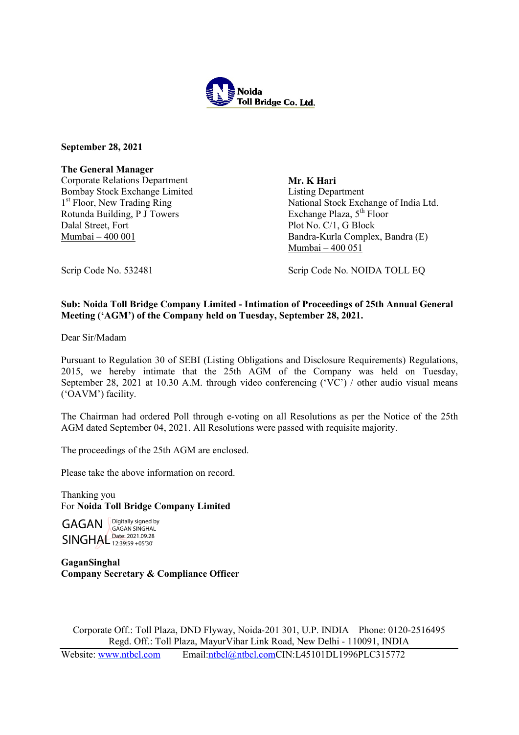Noida Toll Bridge Co. Ltd.

**September 28, 2021**

**The General Manager**
Corporate Relations Department
Bombay Stock Exchange Limited
1st Floor, New Trading Ring
Rotunda Building, P J Towers
Dalal Street, Fort
Mumbai – 400 001

Scrip Code No. 532481

**Mr. K Hari**
Listing Department
National Stock Exchange of India Ltd.
Exchange Plaza, 5th Floor
Plot No. C/1, G Block
Bandra-Kurla Complex, Bandra (E)
Mumbai – 400 051

Scrip Code No. NOIDA TOLL EQ

**Sub: Noida Toll Bridge Company Limited - Intimation of Proceedings of 25th Annual General Meeting ('AGM') of the Company held on Tuesday, September 28, 2021.**

Dear Sir/Madam

Pursuant to Regulation 30 of SEBI (Listing Obligations and Disclosure Requirements) Regulations, 2015, we hereby intimate that the 25th AGM of the Company was held on Tuesday, September 28, 2021 at 10.30 A.M. through video conferencing ('VC') / other audio visual means ('OAVM') facility.

The Chairman had ordered Poll through e-voting on all Resolutions as per the Notice of the 25th AGM dated September 04, 2021. All Resolutions were passed with requisite majority.

The proceedings of the 25th AGM are enclosed.

Please take the above information on record.

Thanking you
For **Noida Toll Bridge Company Limited**

GAGAN SINGHAL
Digitally signed by GAGAN SINGHAL
Date: 2021.09.28 12:39:59 +05'30'

**GaganSinghal**
**Company Secretary & Compliance Officer**

Corporate Off.: Toll Plaza, DND Flyway, Noida-201 301, U.P. INDIA Phone: 0120-2516495
Regd. Off.: Toll Plaza, MayurVihar Link Road, New Delhi - 110091, INDIA
Website: www.ntbcl.com Email:ntbcl@ntbcl.com CIN:L45101DL1996PLC315772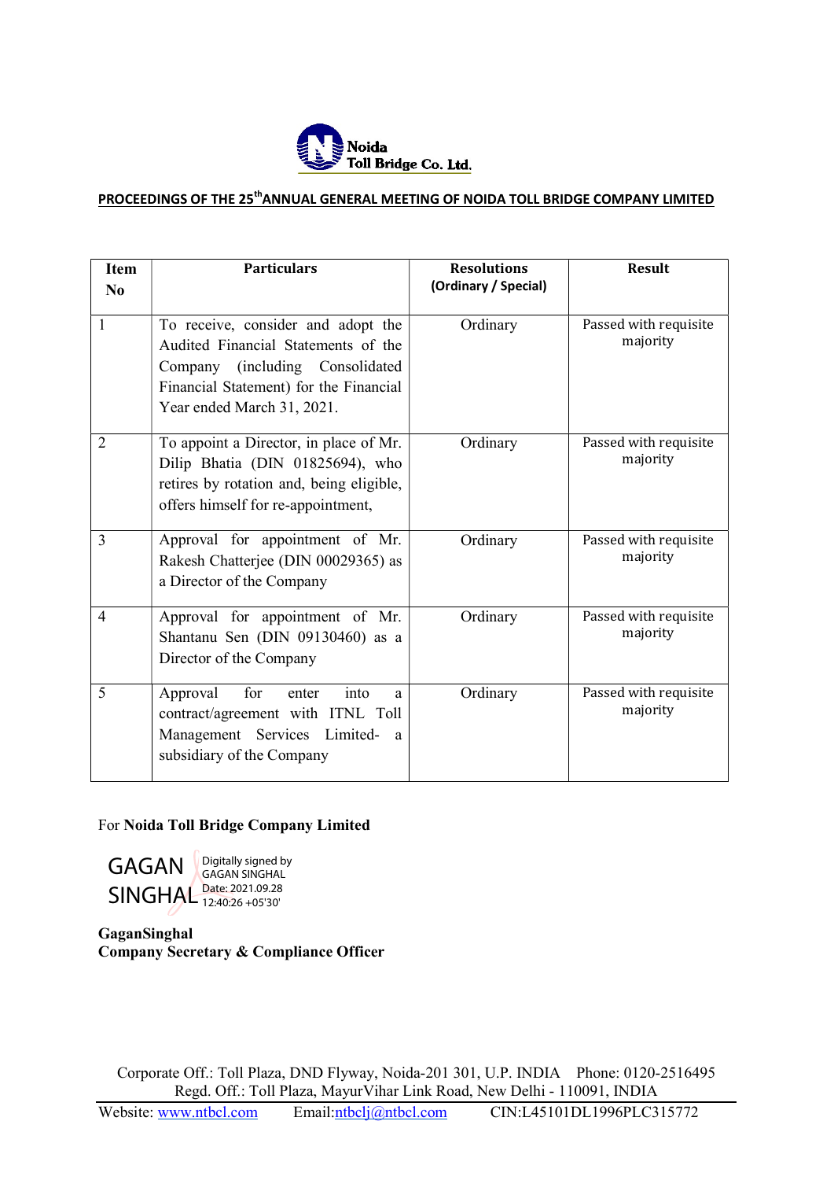Noida Toll Bridge Co. Ltd.

## PROCEEDINGS OF THE 25th ANNUAL GENERAL MEETING OF NOIDA TOLL BRIDGE COMPANY LIMITED

| Item No | Particulars | Resolutions (Ordinary / Special) | Result |
|---|---|---|---|
| 1 | To receive, consider and adopt the Audited Financial Statements of the Company (including Consolidated Financial Statement) for the Financial Year ended March 31, 2021. | Ordinary | Passed with requisite majority |
| 2 | To appoint a Director, in place of Mr. Dilip Bhatia (DIN 01825694), who retires by rotation and, being eligible, offers himself for re-appointment, | Ordinary | Passed with requisite majority |
| 3 | Approval for appointment of Mr. Rakesh Chatterjee (DIN 00029365) as a Director of the Company | Ordinary | Passed with requisite majority |
| 4 | Approval for appointment of Mr. Shantanu Sen (DIN 09130460) as a Director of the Company | Ordinary | Passed with requisite majority |
| 5 | Approval for enter into a contract/agreement with ITNL Toll Management Services Limited- a subsidiary of the Company | Ordinary | Passed with requisite majority |

For **Noida Toll Bridge Company Limited**

GAGAN SINGHAL
Digitally signed by GAGAN SINGHAL
Date: 2021.09.28 12:40:26 +05'30'

**GaganSinghal**
**Company Secretary & Compliance Officer**

Corporate Off.: Toll Plaza, DND Flyway, Noida-201 301, U.P. INDIA Phone: 0120-2516495
Regd. Off.: Toll Plaza, MayurVihar Link Road, New Delhi - 110091, INDIA
Website: www.ntbcl.com Email:ntbclj@ntbcl.com CIN:L45101DL1996PLC315772